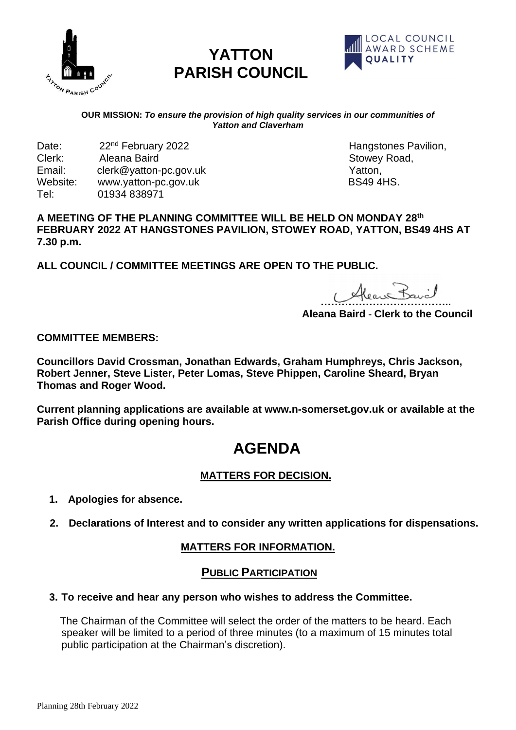# YATTON PARISH COUNCIL

**OUR MISSION:** ***To ensure the provision of high quality services in our communities of Yatton and Claverham***

Date: 22nd February 2022
Clerk: Aleana Baird
Email: clerk@yatton-pc.gov.uk
Website: www.yatton-pc.gov.uk
Tel: 01934 838971

Hangstones Pavilion,
Stowey Road,
Yatton,
BS49 4HS.

**A MEETING OF THE PLANNING COMMITTEE WILL BE HELD ON MONDAY 28th FEBRUARY 2022 AT HANGSTONES PAVILION, STOWEY ROAD, YATTON, BS49 4HS AT 7.30 p.m.**

**ALL COUNCIL / COMMITTEE MEETINGS ARE OPEN TO THE PUBLIC.**

………………………………..

**Aleana Baird - Clerk to the Council**

**COMMITTEE MEMBERS:**

**Councillors David Crossman, Jonathan Edwards, Graham Humphreys, Chris Jackson, Robert Jenner, Steve Lister, Peter Lomas, Steve Phippen, Caroline Sheard, Bryan Thomas and Roger Wood.**

**Current planning applications are available at www.n-somerset.gov.uk or available at the Parish Office during opening hours.**

# AGENDA

## MATTERS FOR DECISION.

1. **Apologies for absence.**

2. **Declarations of Interest and to consider any written applications for dispensations.**

## MATTERS FOR INFORMATION.

## PUBLIC PARTICIPATION

3. **To receive and hear any person who wishes to address the Committee.**

   The Chairman of the Committee will select the order of the matters to be heard. Each speaker will be limited to a period of three minutes (to a maximum of 15 minutes total public participation at the Chairman's discretion).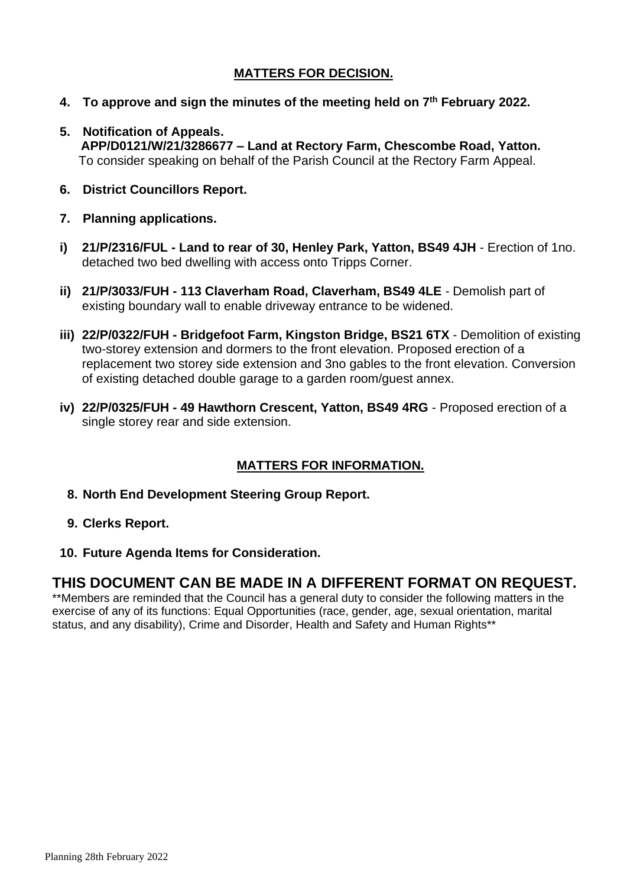## MATTERS FOR DECISION.

4. **To approve and sign the minutes of the meeting held on 7th February 2022.**

5. **Notification of Appeals.**
   **APP/D0121/W/21/3286677 – Land at Rectory Farm, Chescombe Road, Yatton.**
   To consider speaking on behalf of the Parish Council at the Rectory Farm Appeal.

6. **District Councillors Report.**

7. **Planning applications.**

i) **21/P/2316/FUL - Land to rear of 30, Henley Park, Yatton, BS49 4JH** - Erection of 1no. detached two bed dwelling with access onto Tripps Corner.

ii) **21/P/3033/FUH - 113 Claverham Road, Claverham, BS49 4LE** - Demolish part of existing boundary wall to enable driveway entrance to be widened.

iii) **22/P/0322/FUH - Bridgefoot Farm, Kingston Bridge, BS21 6TX** - Demolition of existing two-storey extension and dormers to the front elevation. Proposed erection of a replacement two storey side extension and 3no gables to the front elevation. Conversion of existing detached double garage to a garden room/guest annex.

iv) **22/P/0325/FUH - 49 Hawthorn Crescent, Yatton, BS49 4RG** - Proposed erection of a single storey rear and side extension.

## MATTERS FOR INFORMATION.

8. **North End Development Steering Group Report.**

9. **Clerks Report.**

10. **Future Agenda Items for Consideration.**

## THIS DOCUMENT CAN BE MADE IN A DIFFERENT FORMAT ON REQUEST.

**Members are reminded that the Council has a general duty to consider the following matters in the exercise of any of its functions: Equal Opportunities (race, gender, age, sexual orientation, marital status, and any disability), Crime and Disorder, Health and Safety and Human Rights**